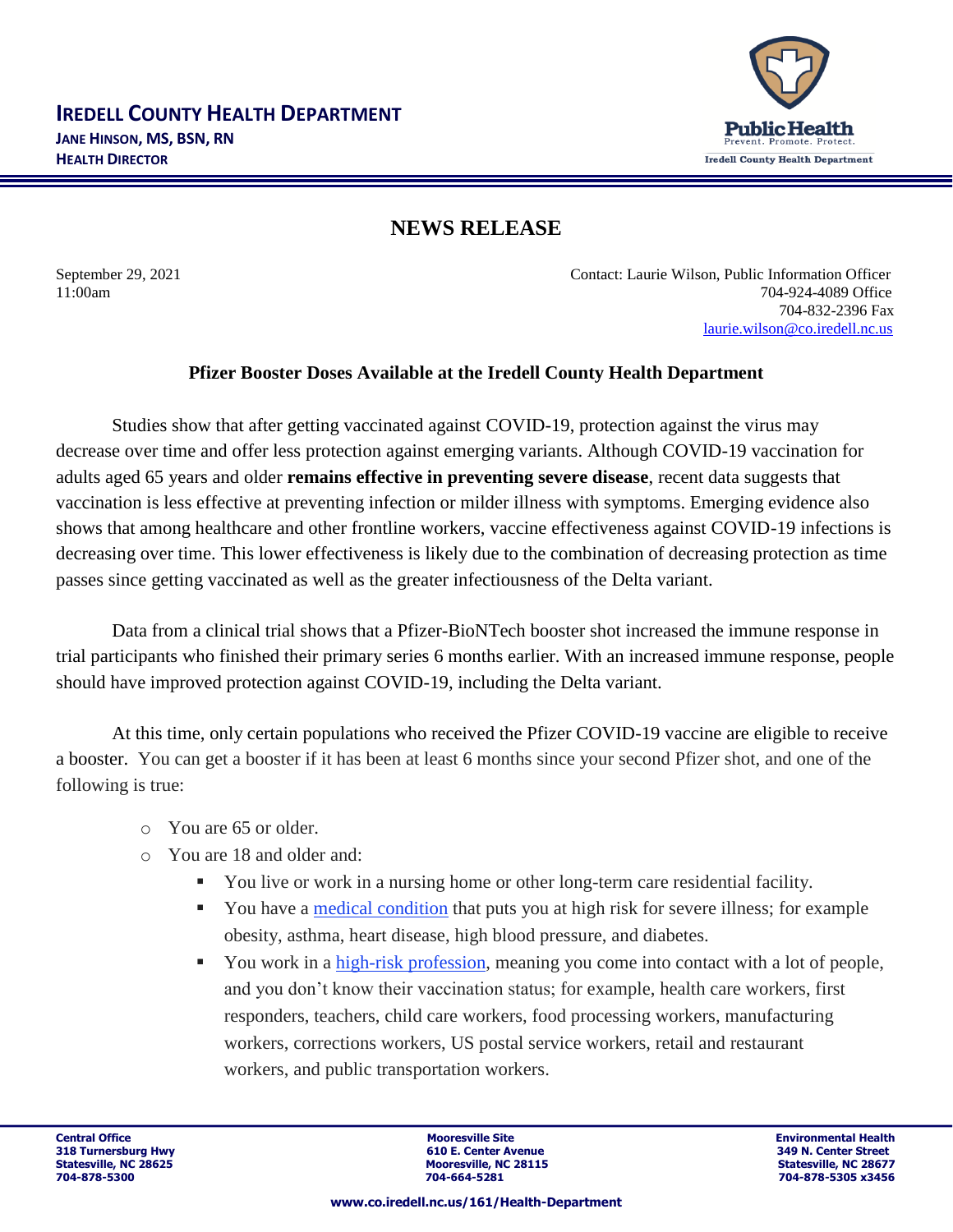**IREDELL COUNTY HEALTH DEPARTMENT**
**JANE HINSON, MS, BSN, RN**
**HEALTH DIRECTOR**

Public Health
Prevent. Promote. Protect.
Iredell County Health Department

# NEWS RELEASE

September 29, 2021
11:00am

Contact: Laurie Wilson, Public Information Officer
704-924-4089 Office
704-832-2396 Fax
laurie.wilson@co.iredell.nc.us

## Pfizer Booster Doses Available at the Iredell County Health Department

Studies show that after getting vaccinated against COVID-19, protection against the virus may decrease over time and offer less protection against emerging variants. Although COVID-19 vaccination for adults aged 65 years and older **remains effective in preventing severe disease**, recent data suggests that vaccination is less effective at preventing infection or milder illness with symptoms. Emerging evidence also shows that among healthcare and other frontline workers, vaccine effectiveness against COVID-19 infections is decreasing over time. This lower effectiveness is likely due to the combination of decreasing protection as time passes since getting vaccinated as well as the greater infectiousness of the Delta variant.

Data from a clinical trial shows that a Pfizer-BioNTech booster shot increased the immune response in trial participants who finished their primary series 6 months earlier. With an increased immune response, people should have improved protection against COVID-19, including the Delta variant.

At this time, only certain populations who received the Pfizer COVID-19 vaccine are eligible to receive a booster. You can get a booster if it has been at least 6 months since your second Pfizer shot, and one of the following is true:

- You are 65 or older.
- You are 18 and older and:
  - You live or work in a nursing home or other long-term care residential facility.
  - You have a medical condition that puts you at high risk for severe illness; for example obesity, asthma, heart disease, high blood pressure, and diabetes.
  - You work in a high-risk profession, meaning you come into contact with a lot of people, and you don't know their vaccination status; for example, health care workers, first responders, teachers, child care workers, food processing workers, manufacturing workers, corrections workers, US postal service workers, retail and restaurant workers, and public transportation workers.

**Central Office**
**318 Turnersburg Hwy**
**Statesville, NC 28625**
**704-878-5300**

**Mooresville Site**
**610 E. Center Avenue**
**Mooresville, NC 28115**
**704-664-5281**

**Environmental Health**
**349 N. Center Street**
**Statesville, NC 28677**
**704-878-5305 x3456**

**www.co.iredell.nc.us/161/Health-Department**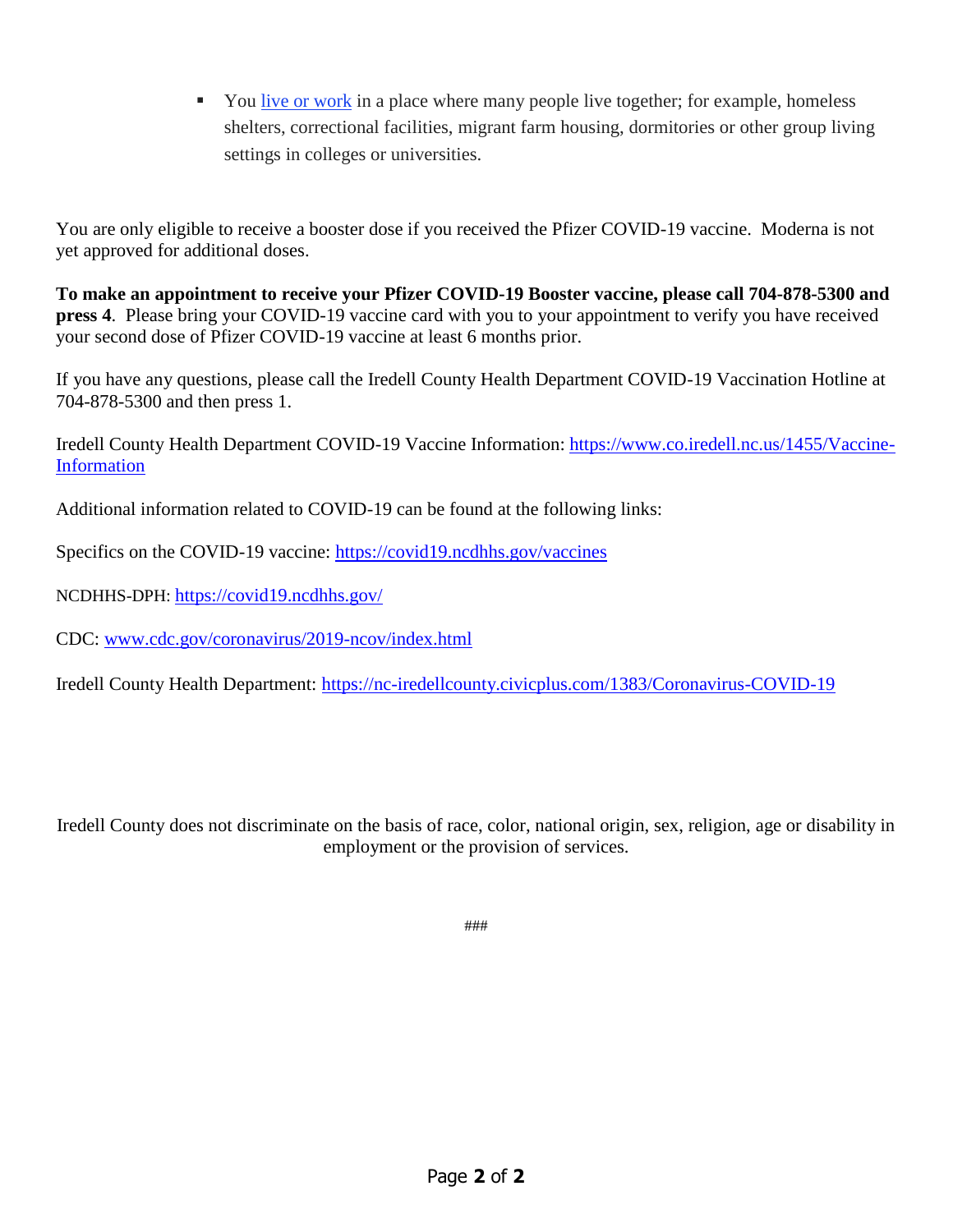- You [live or work](#) in a place where many people live together; for example, homeless shelters, correctional facilities, migrant farm housing, dormitories or other group living settings in colleges or universities.

You are only eligible to receive a booster dose if you received the Pfizer COVID-19 vaccine. Moderna is not yet approved for additional doses.

**To make an appointment to receive your Pfizer COVID-19 Booster vaccine, please call 704-878-5300 and press 4**. Please bring your COVID-19 vaccine card with you to your appointment to verify you have received your second dose of Pfizer COVID-19 vaccine at least 6 months prior.

If you have any questions, please call the Iredell County Health Department COVID-19 Vaccination Hotline at 704-878-5300 and then press 1.

Iredell County Health Department COVID-19 Vaccine Information: https://www.co.iredell.nc.us/1455/Vaccine-Information

Additional information related to COVID-19 can be found at the following links:

Specifics on the COVID-19 vaccine: https://covid19.ncdhhs.gov/vaccines

NCDHHS-DPH: https://covid19.ncdhhs.gov/

CDC: www.cdc.gov/coronavirus/2019-ncov/index.html

Iredell County Health Department: https://nc-iredellcounty.civicplus.com/1383/Coronavirus-COVID-19

Iredell County does not discriminate on the basis of race, color, national origin, sex, religion, age or disability in employment or the provision of services.

###